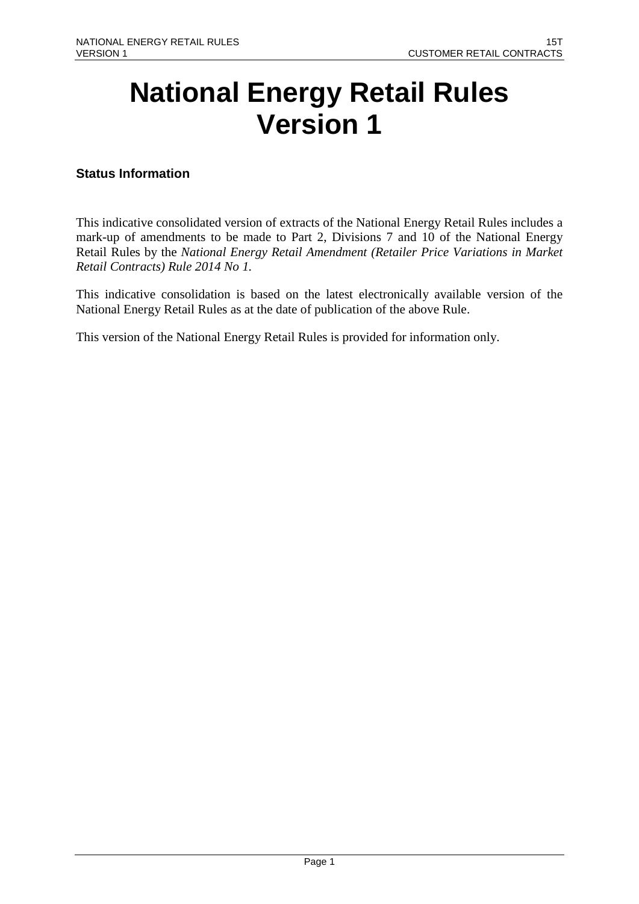# National Energy Retail Rules Version 1

### Status Information

This indicative consolidated version of extracts of the National Energy Retail Rules includes a mark-up of amendments to be made to Part 2, Divisions 7 and 10 of the National Energy Retail Rules by the *National Energy Retail Amendment (Retailer Price Variations in Market Retail Contracts) Rule 2014 No 1.*

This indicative consolidation is based on the latest electronically available version of the National Energy Retail Rules as at the date of publication of the above Rule.

This version of the National Energy Retail Rules is provided for information only.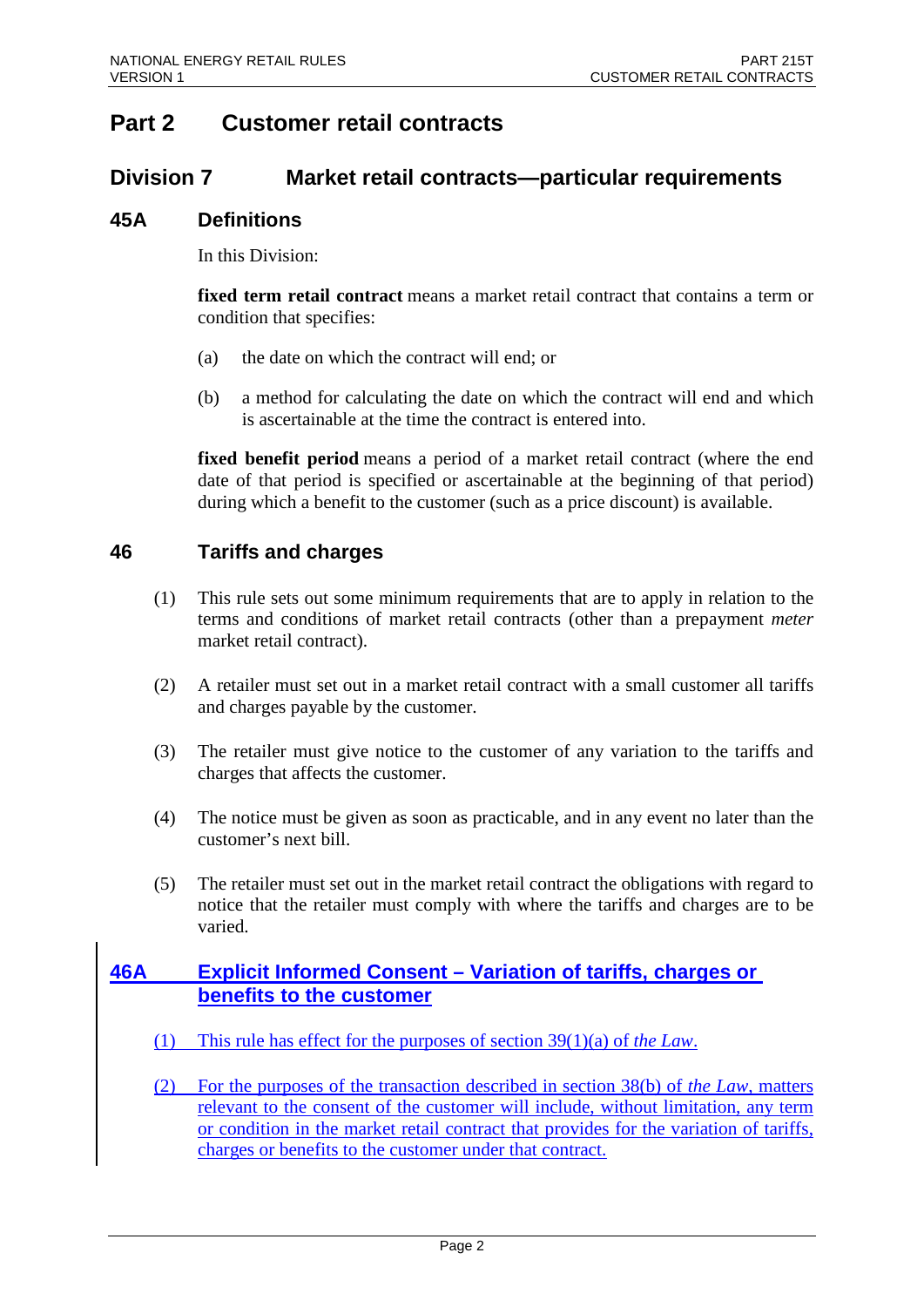# Part 2 Customer retail contracts

## Division 7 Market retail contracts—particular requirements

### 45A Definitions

In this Division:

**fixed term retail contract** means a market retail contract that contains a term or condition that specifies:

(a) the date on which the contract will end; or

(b) a method for calculating the date on which the contract will end and which is ascertainable at the time the contract is entered into.

**fixed benefit period** means a period of a market retail contract (where the end date of that period is specified or ascertainable at the beginning of that period) during which a benefit to the customer (such as a price discount) is available.

### 46 Tariffs and charges

(1) This rule sets out some minimum requirements that are to apply in relation to the terms and conditions of market retail contracts (other than a prepayment *meter* market retail contract).

(2) A retailer must set out in a market retail contract with a small customer all tariffs and charges payable by the customer.

(3) The retailer must give notice to the customer of any variation to the tariffs and charges that affects the customer.

(4) The notice must be given as soon as practicable, and in any event no later than the customer's next bill.

(5) The retailer must set out in the market retail contract the obligations with regard to notice that the retailer must comply with where the tariffs and charges are to be varied.

### 46A Explicit Informed Consent – Variation of tariffs, charges or benefits to the customer

(1) This rule has effect for the purposes of section 39(1)(a) of *the Law*.

(2) For the purposes of the transaction described in section 38(b) of *the Law*, matters relevant to the consent of the customer will include, without limitation, any term or condition in the market retail contract that provides for the variation of tariffs, charges or benefits to the customer under that contract.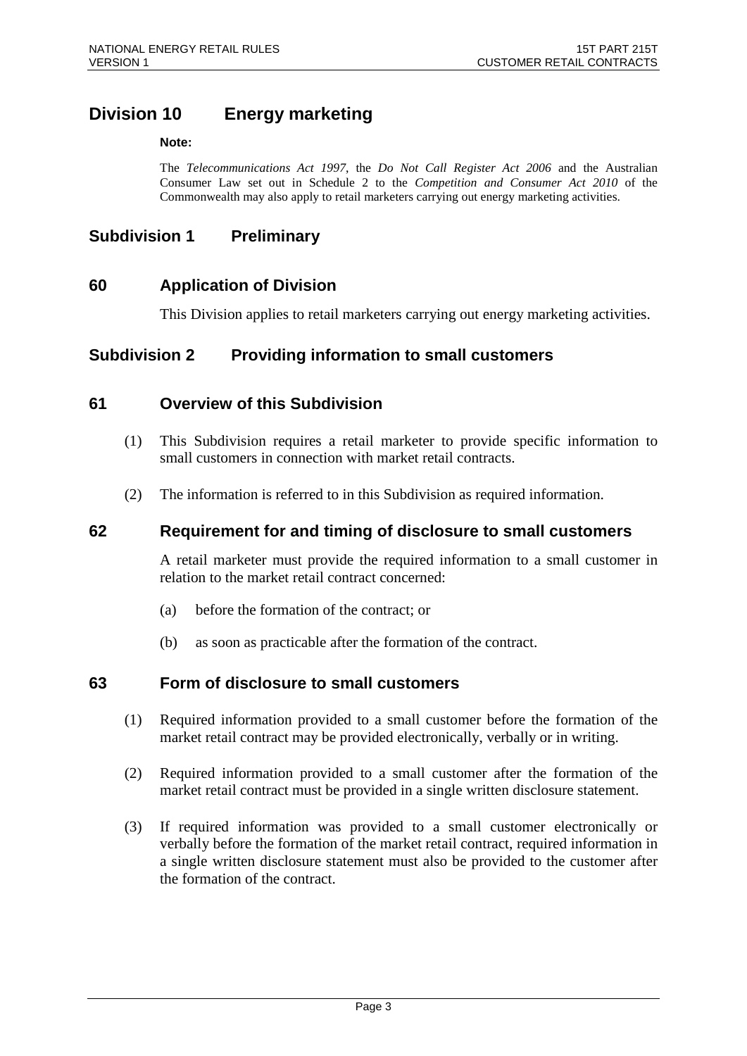# Division 10 Energy marketing

**Note:**

The *Telecommunications Act 1997*, the *Do Not Call Register Act 2006* and the Australian Consumer Law set out in Schedule 2 to the *Competition and Consumer Act 2010* of the Commonwealth may also apply to retail marketers carrying out energy marketing activities.

## Subdivision 1 Preliminary

### 60 Application of Division

This Division applies to retail marketers carrying out energy marketing activities.

## Subdivision 2 Providing information to small customers

### 61 Overview of this Subdivision

(1) This Subdivision requires a retail marketer to provide specific information to small customers in connection with market retail contracts.

(2) The information is referred to in this Subdivision as required information.

### 62 Requirement for and timing of disclosure to small customers

A retail marketer must provide the required information to a small customer in relation to the market retail contract concerned:

(a) before the formation of the contract; or

(b) as soon as practicable after the formation of the contract.

### 63 Form of disclosure to small customers

(1) Required information provided to a small customer before the formation of the market retail contract may be provided electronically, verbally or in writing.

(2) Required information provided to a small customer after the formation of the market retail contract must be provided in a single written disclosure statement.

(3) If required information was provided to a small customer electronically or verbally before the formation of the market retail contract, required information in a single written disclosure statement must also be provided to the customer after the formation of the contract.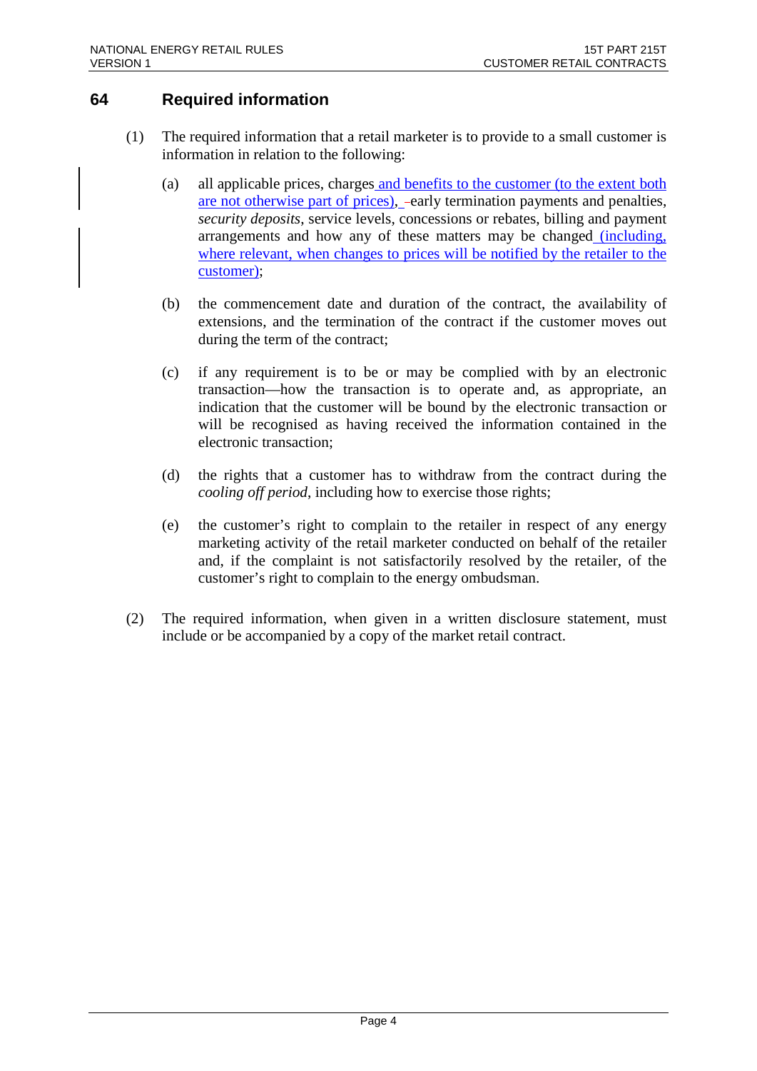## 64 Required information

(1) The required information that a retail marketer is to provide to a small customer is information in relation to the following:

(a) all applicable prices, charges and benefits to the customer (to the extent both are not otherwise part of prices), early termination payments and penalties, *security deposits*, service levels, concessions or rebates, billing and payment arrangements and how any of these matters may be changed (including, where relevant, when changes to prices will be notified by the retailer to the customer);

(b) the commencement date and duration of the contract, the availability of extensions, and the termination of the contract if the customer moves out during the term of the contract;

(c) if any requirement is to be or may be complied with by an electronic transaction—how the transaction is to operate and, as appropriate, an indication that the customer will be bound by the electronic transaction or will be recognised as having received the information contained in the electronic transaction;

(d) the rights that a customer has to withdraw from the contract during the *cooling off period*, including how to exercise those rights;

(e) the customer's right to complain to the retailer in respect of any energy marketing activity of the retail marketer conducted on behalf of the retailer and, if the complaint is not satisfactorily resolved by the retailer, of the customer's right to complain to the energy ombudsman.

(2) The required information, when given in a written disclosure statement, must include or be accompanied by a copy of the market retail contract.